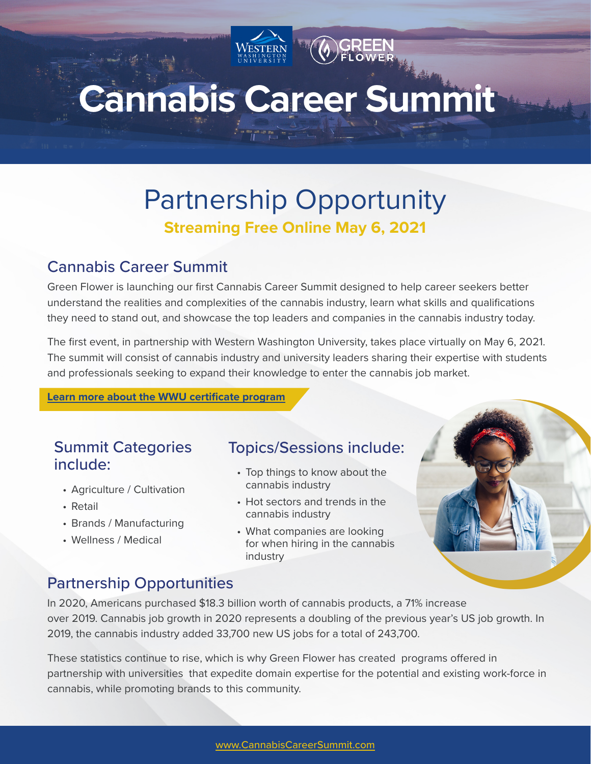# Cannabis Career Summit

## Partnership Opportunity

**Streaming Free Online May 6, 2021**

### Cannabis Career Summit

Green Flower is launching our first Cannabis Career Summit designed to help career seekers better understand the realities and complexities of the cannabis industry, learn what skills and qualifications they need to stand out, and showcase the top leaders and companies in the cannabis industry today.

The first event, in partnership with Western Washington University, takes place virtually on May 6, 2021. The summit will consist of cannabis industry and university leaders sharing their expertise with students and professionals seeking to expand their knowledge to enter the cannabis job market.

**Learn more about the WWU certificate program**

### Summit Categories include:

- Agriculture / Cultivation
- Retail
- Brands / Manufacturing
- Wellness / Medical

### Topics/Sessions include:

- Top things to know about the cannabis industry
- Hot sectors and trends in the cannabis industry
- What companies are looking for when hiring in the cannabis industry

### Partnership Opportunities

In 2020, Americans purchased $18.3 billion worth of cannabis products, a 71% increase over 2019. Cannabis job growth in 2020 represents a doubling of the previous year's US job growth. In 2019, the cannabis industry added 33,700 new US jobs for a total of 243,700.

These statistics continue to rise, which is why Green Flower has created programs offered in partnership with universities that expedite domain expertise for the potential and existing work-force in cannabis, while promoting brands to this community.

www.CannabisCareerSummit.com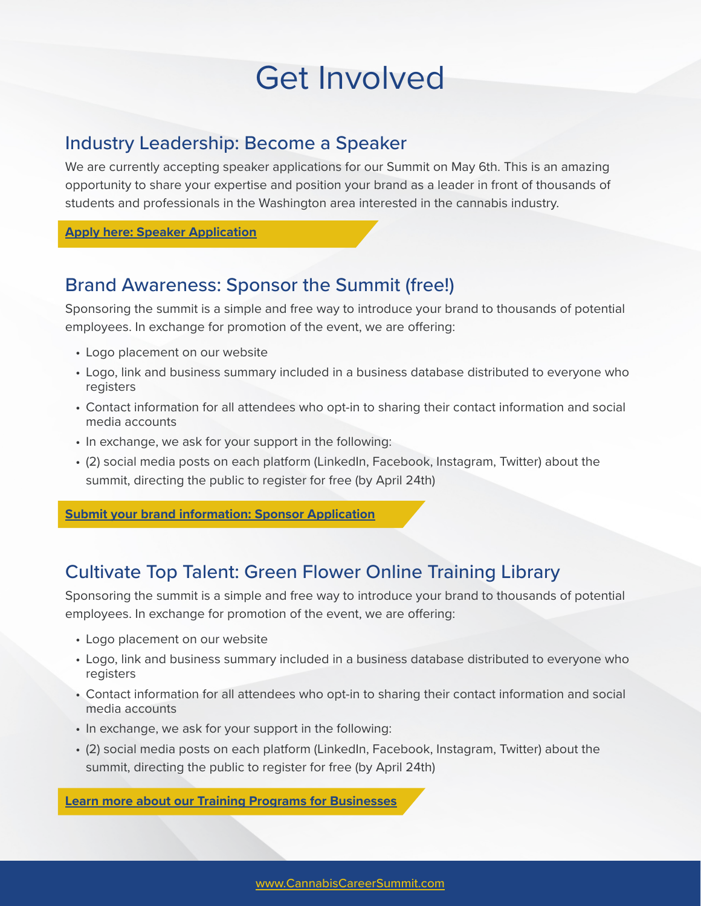# Get Involved

## Industry Leadership: Become a Speaker

We are currently accepting speaker applications for our Summit on May 6th. This is an amazing opportunity to share your expertise and position your brand as a leader in front of thousands of students and professionals in the Washington area interested in the cannabis industry.

**Apply here: Speaker Application**

## Brand Awareness: Sponsor the Summit (free!)

Sponsoring the summit is a simple and free way to introduce your brand to thousands of potential employees. In exchange for promotion of the event, we are offering:

- Logo placement on our website
- Logo, link and business summary included in a business database distributed to everyone who registers
- Contact information for all attendees who opt-in to sharing their contact information and social media accounts
- In exchange, we ask for your support in the following:
- (2) social media posts on each platform (LinkedIn, Facebook, Instagram, Twitter) about the summit, directing the public to register for free (by April 24th)

**Submit your brand information: Sponsor Application**

## Cultivate Top Talent: Green Flower Online Training Library

Sponsoring the summit is a simple and free way to introduce your brand to thousands of potential employees. In exchange for promotion of the event, we are offering:

- Logo placement on our website
- Logo, link and business summary included in a business database distributed to everyone who registers
- Contact information for all attendees who opt-in to sharing their contact information and social media accounts
- In exchange, we ask for your support in the following:
- (2) social media posts on each platform (LinkedIn, Facebook, Instagram, Twitter) about the summit, directing the public to register for free (by April 24th)

**Learn more about our Training Programs for Businesses**

www.CannabisCareerSummit.com